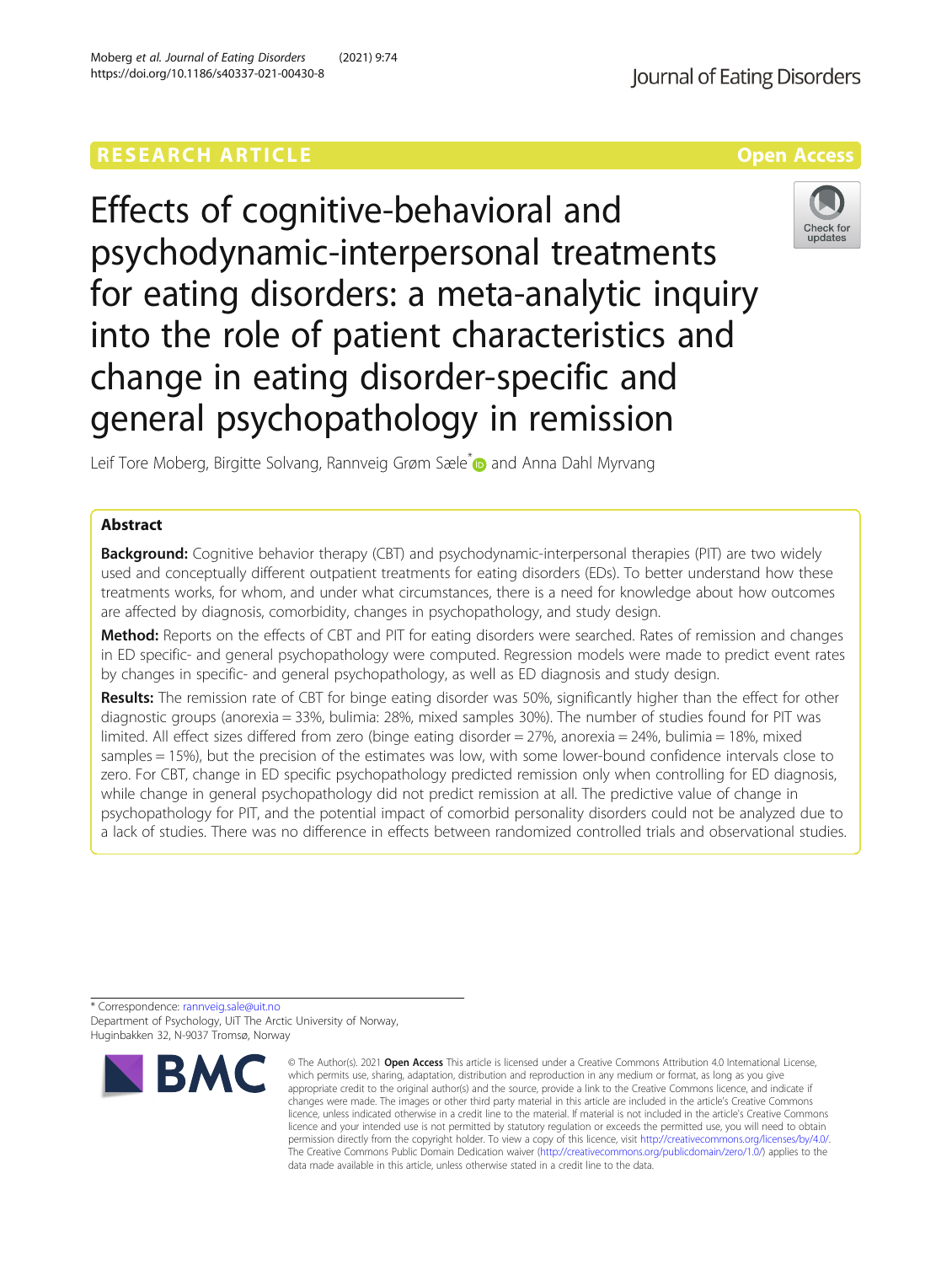RESEARCH ARTICLE

Open Access

# Effects of cognitive-behavioral and psychodynamic-interpersonal treatments for eating disorders: a meta-analytic inquiry into the role of patient characteristics and change in eating disorder-specific and general psychopathology in remission

Leif Tore Moberg, Birgitte Solvang, Rannveig Grøm Sæle* and Anna Dahl Myrvang

## Abstract

**Background:** Cognitive behavior therapy (CBT) and psychodynamic-interpersonal therapies (PIT) are two widely used and conceptually different outpatient treatments for eating disorders (EDs). To better understand how these treatments works, for whom, and under what circumstances, there is a need for knowledge about how outcomes are affected by diagnosis, comorbidity, changes in psychopathology, and study design.

**Method:** Reports on the effects of CBT and PIT for eating disorders were searched. Rates of remission and changes in ED specific- and general psychopathology were computed. Regression models were made to predict event rates by changes in specific- and general psychopathology, as well as ED diagnosis and study design.

**Results:** The remission rate of CBT for binge eating disorder was 50%, significantly higher than the effect for other diagnostic groups (anorexia = 33%, bulimia: 28%, mixed samples 30%). The number of studies found for PIT was limited. All effect sizes differed from zero (binge eating disorder = 27%, anorexia = 24%, bulimia = 18%, mixed samples = 15%), but the precision of the estimates was low, with some lower-bound confidence intervals close to zero. For CBT, change in ED specific psychopathology predicted remission only when controlling for ED diagnosis, while change in general psychopathology did not predict remission at all. The predictive value of change in psychopathology for PIT, and the potential impact of comorbid personality disorders could not be analyzed due to a lack of studies. There was no difference in effects between randomized controlled trials and observational studies.

* Correspondence: rannveig.sale@uit.no
Department of Psychology, UiT The Arctic University of Norway, Huginbakken 32, N-9037 Tromsø, Norway

© The Author(s). 2021 **Open Access** This article is licensed under a Creative Commons Attribution 4.0 International License, which permits use, sharing, adaptation, distribution and reproduction in any medium or format, as long as you give appropriate credit to the original author(s) and the source, provide a link to the Creative Commons licence, and indicate if changes were made. The images or other third party material in this article are included in the article's Creative Commons licence, unless indicated otherwise in a credit line to the material. If material is not included in the article's Creative Commons licence and your intended use is not permitted by statutory regulation or exceeds the permitted use, you will need to obtain permission directly from the copyright holder. To view a copy of this licence, visit http://creativecommons.org/licenses/by/4.0/. The Creative Commons Public Domain Dedication waiver (http://creativecommons.org/publicdomain/zero/1.0/) applies to the data made available in this article, unless otherwise stated in a credit line to the data.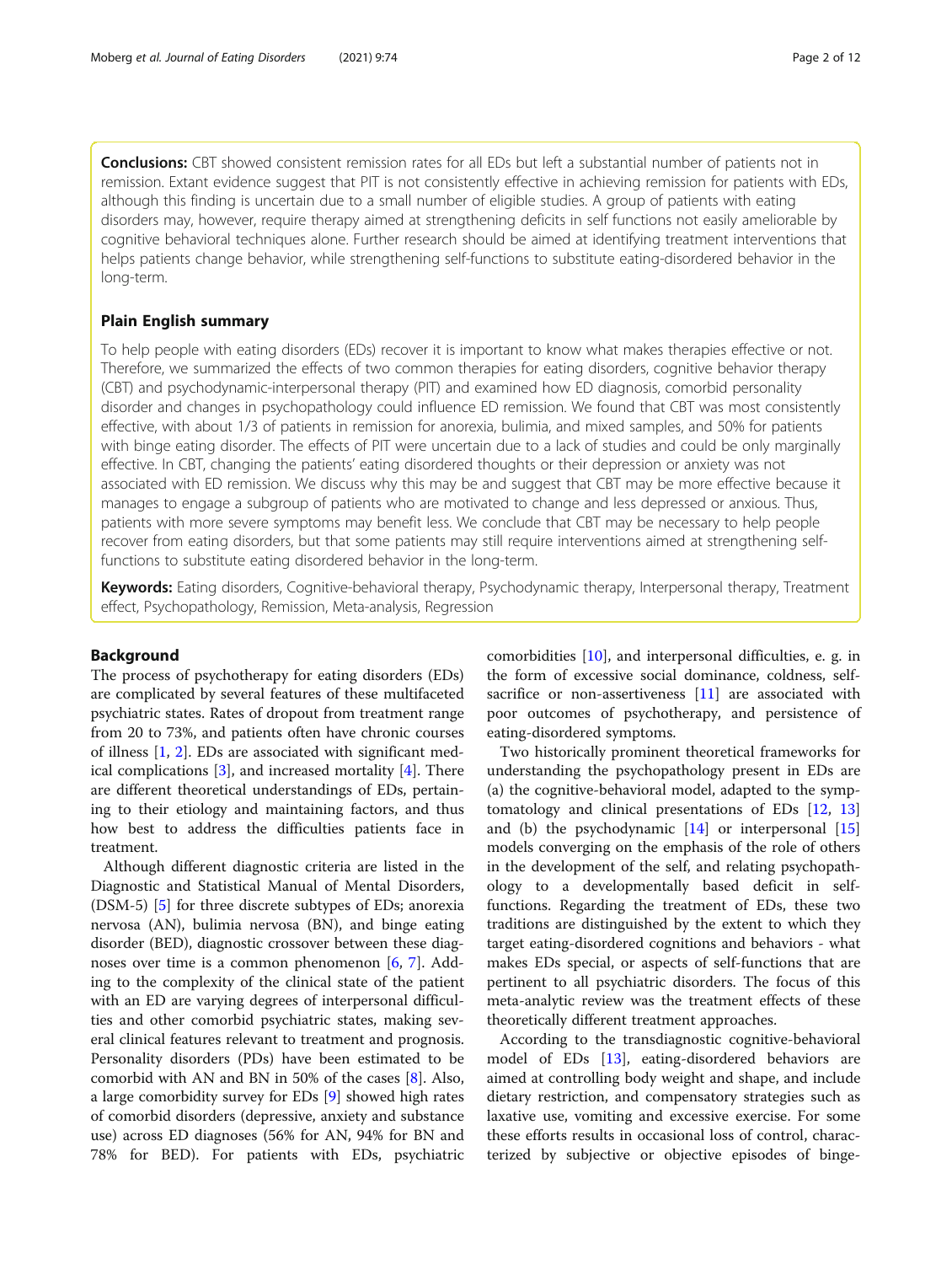**Conclusions:** CBT showed consistent remission rates for all EDs but left a substantial number of patients not in remission. Extant evidence suggest that PIT is not consistently effective in achieving remission for patients with EDs, although this finding is uncertain due to a small number of eligible studies. A group of patients with eating disorders may, however, require therapy aimed at strengthening deficits in self functions not easily ameliorable by cognitive behavioral techniques alone. Further research should be aimed at identifying treatment interventions that helps patients change behavior, while strengthening self-functions to substitute eating-disordered behavior in the long-term.

## Plain English summary

To help people with eating disorders (EDs) recover it is important to know what makes therapies effective or not. Therefore, we summarized the effects of two common therapies for eating disorders, cognitive behavior therapy (CBT) and psychodynamic-interpersonal therapy (PIT) and examined how ED diagnosis, comorbid personality disorder and changes in psychopathology could influence ED remission. We found that CBT was most consistently effective, with about 1/3 of patients in remission for anorexia, bulimia, and mixed samples, and 50% for patients with binge eating disorder. The effects of PIT were uncertain due to a lack of studies and could be only marginally effective. In CBT, changing the patients' eating disordered thoughts or their depression or anxiety was not associated with ED remission. We discuss why this may be and suggest that CBT may be more effective because it manages to engage a subgroup of patients who are motivated to change and less depressed or anxious. Thus, patients with more severe symptoms may benefit less. We conclude that CBT may be necessary to help people recover from eating disorders, but that some patients may still require interventions aimed at strengthening self-functions to substitute eating disordered behavior in the long-term.

**Keywords:** Eating disorders, Cognitive-behavioral therapy, Psychodynamic therapy, Interpersonal therapy, Treatment effect, Psychopathology, Remission, Meta-analysis, Regression

## Background

The process of psychotherapy for eating disorders (EDs) are complicated by several features of these multifaceted psychiatric states. Rates of dropout from treatment range from 20 to 73%, and patients often have chronic courses of illness [1, 2]. EDs are associated with significant medical complications [3], and increased mortality [4]. There are different theoretical understandings of EDs, pertaining to their etiology and maintaining factors, and thus how best to address the difficulties patients face in treatment.

Although different diagnostic criteria are listed in the Diagnostic and Statistical Manual of Mental Disorders, (DSM-5) [5] for three discrete subtypes of EDs; anorexia nervosa (AN), bulimia nervosa (BN), and binge eating disorder (BED), diagnostic crossover between these diagnoses over time is a common phenomenon [6, 7]. Adding to the complexity of the clinical state of the patient with an ED are varying degrees of interpersonal difficulties and other comorbid psychiatric states, making several clinical features relevant to treatment and prognosis. Personality disorders (PDs) have been estimated to be comorbid with AN and BN in 50% of the cases [8]. Also, a large comorbidity survey for EDs [9] showed high rates of comorbid disorders (depressive, anxiety and substance use) across ED diagnoses (56% for AN, 94% for BN and 78% for BED). For patients with EDs, psychiatric comorbidities [10], and interpersonal difficulties, e. g. in the form of excessive social dominance, coldness, self-sacrifice or non-assertiveness [11] are associated with poor outcomes of psychotherapy, and persistence of eating-disordered symptoms.

Two historically prominent theoretical frameworks for understanding the psychopathology present in EDs are (a) the cognitive-behavioral model, adapted to the symptomatology and clinical presentations of EDs [12, 13] and (b) the psychodynamic [14] or interpersonal [15] models converging on the emphasis of the role of others in the development of the self, and relating psychopathology to a developmentally based deficit in self-functions. Regarding the treatment of EDs, these two traditions are distinguished by the extent to which they target eating-disordered cognitions and behaviors - what makes EDs special, or aspects of self-functions that are pertinent to all psychiatric disorders. The focus of this meta-analytic review was the treatment effects of these theoretically different treatment approaches.

According to the transdiagnostic cognitive-behavioral model of EDs [13], eating-disordered behaviors are aimed at controlling body weight and shape, and include dietary restriction, and compensatory strategies such as laxative use, vomiting and excessive exercise. For some these efforts results in occasional loss of control, characterized by subjective or objective episodes of binge-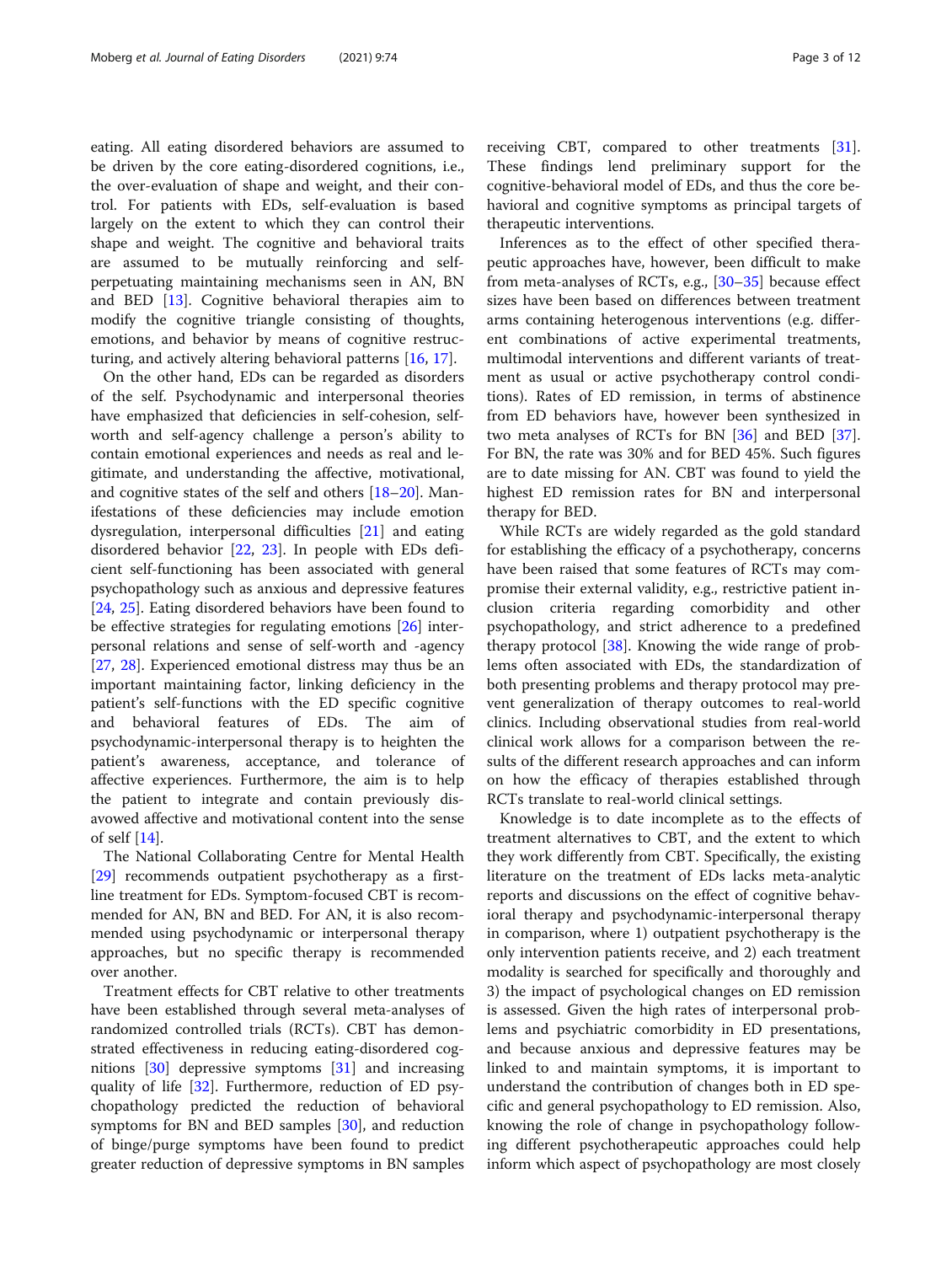eating. All eating disordered behaviors are assumed to be driven by the core eating-disordered cognitions, i.e., the over-evaluation of shape and weight, and their control. For patients with EDs, self-evaluation is based largely on the extent to which they can control their shape and weight. The cognitive and behavioral traits are assumed to be mutually reinforcing and self-perpetuating maintaining mechanisms seen in AN, BN and BED [13]. Cognitive behavioral therapies aim to modify the cognitive triangle consisting of thoughts, emotions, and behavior by means of cognitive restructuring, and actively altering behavioral patterns [16, 17].

On the other hand, EDs can be regarded as disorders of the self. Psychodynamic and interpersonal theories have emphasized that deficiencies in self-cohesion, self-worth and self-agency challenge a person's ability to contain emotional experiences and needs as real and legitimate, and understanding the affective, motivational, and cognitive states of the self and others [18–20]. Manifestations of these deficiencies may include emotion dysregulation, interpersonal difficulties [21] and eating disordered behavior [22, 23]. In people with EDs deficient self-functioning has been associated with general psychopathology such as anxious and depressive features [24, 25]. Eating disordered behaviors have been found to be effective strategies for regulating emotions [26] interpersonal relations and sense of self-worth and -agency [27, 28]. Experienced emotional distress may thus be an important maintaining factor, linking deficiency in the patient's self-functions with the ED specific cognitive and behavioral features of EDs. The aim of psychodynamic-interpersonal therapy is to heighten the patient's awareness, acceptance, and tolerance of affective experiences. Furthermore, the aim is to help the patient to integrate and contain previously disavowed affective and motivational content into the sense of self [14].

The National Collaborating Centre for Mental Health [29] recommends outpatient psychotherapy as a first-line treatment for EDs. Symptom-focused CBT is recommended for AN, BN and BED. For AN, it is also recommended using psychodynamic or interpersonal therapy approaches, but no specific therapy is recommended over another.

Treatment effects for CBT relative to other treatments have been established through several meta-analyses of randomized controlled trials (RCTs). CBT has demonstrated effectiveness in reducing eating-disordered cognitions [30] depressive symptoms [31] and increasing quality of life [32]. Furthermore, reduction of ED psychopathology predicted the reduction of behavioral symptoms for BN and BED samples [30], and reduction of binge/purge symptoms have been found to predict greater reduction of depressive symptoms in BN samples receiving CBT, compared to other treatments [31]. These findings lend preliminary support for the cognitive-behavioral model of EDs, and thus the core behavioral and cognitive symptoms as principal targets of therapeutic interventions.

Inferences as to the effect of other specified therapeutic approaches have, however, been difficult to make from meta-analyses of RCTs, e.g., [30–35] because effect sizes have been based on differences between treatment arms containing heterogenous interventions (e.g. different combinations of active experimental treatments, multimodal interventions and different variants of treatment as usual or active psychotherapy control conditions). Rates of ED remission, in terms of abstinence from ED behaviors have, however been synthesized in two meta analyses of RCTs for BN [36] and BED [37]. For BN, the rate was 30% and for BED 45%. Such figures are to date missing for AN. CBT was found to yield the highest ED remission rates for BN and interpersonal therapy for BED.

While RCTs are widely regarded as the gold standard for establishing the efficacy of a psychotherapy, concerns have been raised that some features of RCTs may compromise their external validity, e.g., restrictive patient inclusion criteria regarding comorbidity and other psychopathology, and strict adherence to a predefined therapy protocol [38]. Knowing the wide range of problems often associated with EDs, the standardization of both presenting problems and therapy protocol may prevent generalization of therapy outcomes to real-world clinics. Including observational studies from real-world clinical work allows for a comparison between the results of the different research approaches and can inform on how the efficacy of therapies established through RCTs translate to real-world clinical settings.

Knowledge is to date incomplete as to the effects of treatment alternatives to CBT, and the extent to which they work differently from CBT. Specifically, the existing literature on the treatment of EDs lacks meta-analytic reports and discussions on the effect of cognitive behavioral therapy and psychodynamic-interpersonal therapy in comparison, where 1) outpatient psychotherapy is the only intervention patients receive, and 2) each treatment modality is searched for specifically and thoroughly and 3) the impact of psychological changes on ED remission is assessed. Given the high rates of interpersonal problems and psychiatric comorbidity in ED presentations, and because anxious and depressive features may be linked to and maintain symptoms, it is important to understand the contribution of changes both in ED specific and general psychopathology to ED remission. Also, knowing the role of change in psychopathology following different psychotherapeutic approaches could help inform which aspect of psychopathology are most closely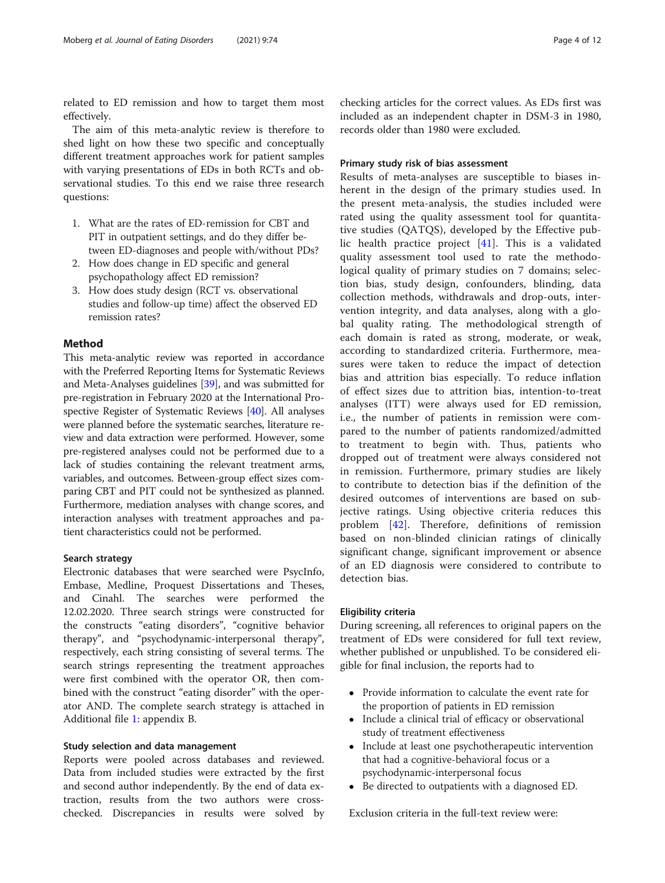related to ED remission and how to target them most effectively.

The aim of this meta-analytic review is therefore to shed light on how these two specific and conceptually different treatment approaches work for patient samples with varying presentations of EDs in both RCTs and observational studies. To this end we raise three research questions:

1. What are the rates of ED-remission for CBT and PIT in outpatient settings, and do they differ between ED-diagnoses and people with/without PDs?
2. How does change in ED specific and general psychopathology affect ED remission?
3. How does study design (RCT vs. observational studies and follow-up time) affect the observed ED remission rates?

## Method

This meta-analytic review was reported in accordance with the Preferred Reporting Items for Systematic Reviews and Meta-Analyses guidelines [39], and was submitted for pre-registration in February 2020 at the International Prospective Register of Systematic Reviews [40]. All analyses were planned before the systematic searches, literature review and data extraction were performed. However, some pre-registered analyses could not be performed due to a lack of studies containing the relevant treatment arms, variables, and outcomes. Between-group effect sizes comparing CBT and PIT could not be synthesized as planned. Furthermore, mediation analyses with change scores, and interaction analyses with treatment approaches and patient characteristics could not be performed.

### Search strategy

Electronic databases that were searched were PsycInfo, Embase, Medline, Proquest Dissertations and Theses, and Cinahl. The searches were performed the 12.02.2020. Three search strings were constructed for the constructs "eating disorders", "cognitive behavior therapy", and "psychodynamic-interpersonal therapy", respectively, each string consisting of several terms. The search strings representing the treatment approaches were first combined with the operator OR, then combined with the construct "eating disorder" with the operator AND. The complete search strategy is attached in Additional file 1: appendix B.

### Study selection and data management

Reports were pooled across databases and reviewed. Data from included studies were extracted by the first and second author independently. By the end of data extraction, results from the two authors were cross-checked. Discrepancies in results were solved by checking articles for the correct values. As EDs first was included as an independent chapter in DSM-3 in 1980, records older than 1980 were excluded.

### Primary study risk of bias assessment

Results of meta-analyses are susceptible to biases inherent in the design of the primary studies used. In the present meta-analysis, the studies included were rated using the quality assessment tool for quantitative studies (QATQS), developed by the Effective public health practice project [41]. This is a validated quality assessment tool used to rate the methodological quality of primary studies on 7 domains; selection bias, study design, confounders, blinding, data collection methods, withdrawals and drop-outs, intervention integrity, and data analyses, along with a global quality rating. The methodological strength of each domain is rated as strong, moderate, or weak, according to standardized criteria. Furthermore, measures were taken to reduce the impact of detection bias and attrition bias especially. To reduce inflation of effect sizes due to attrition bias, intention-to-treat analyses (ITT) were always used for ED remission, i.e., the number of patients in remission were compared to the number of patients randomized/admitted to treatment to begin with. Thus, patients who dropped out of treatment were always considered not in remission. Furthermore, primary studies are likely to contribute to detection bias if the definition of the desired outcomes of interventions are based on subjective ratings. Using objective criteria reduces this problem [42]. Therefore, definitions of remission based on non-blinded clinician ratings of clinically significant change, significant improvement or absence of an ED diagnosis were considered to contribute to detection bias.

### Eligibility criteria

During screening, all references to original papers on the treatment of EDs were considered for full text review, whether published or unpublished. To be considered eligible for final inclusion, the reports had to

- Provide information to calculate the event rate for the proportion of patients in ED remission
- Include a clinical trial of efficacy or observational study of treatment effectiveness
- Include at least one psychotherapeutic intervention that had a cognitive-behavioral focus or a psychodynamic-interpersonal focus
- Be directed to outpatients with a diagnosed ED.

Exclusion criteria in the full-text review were: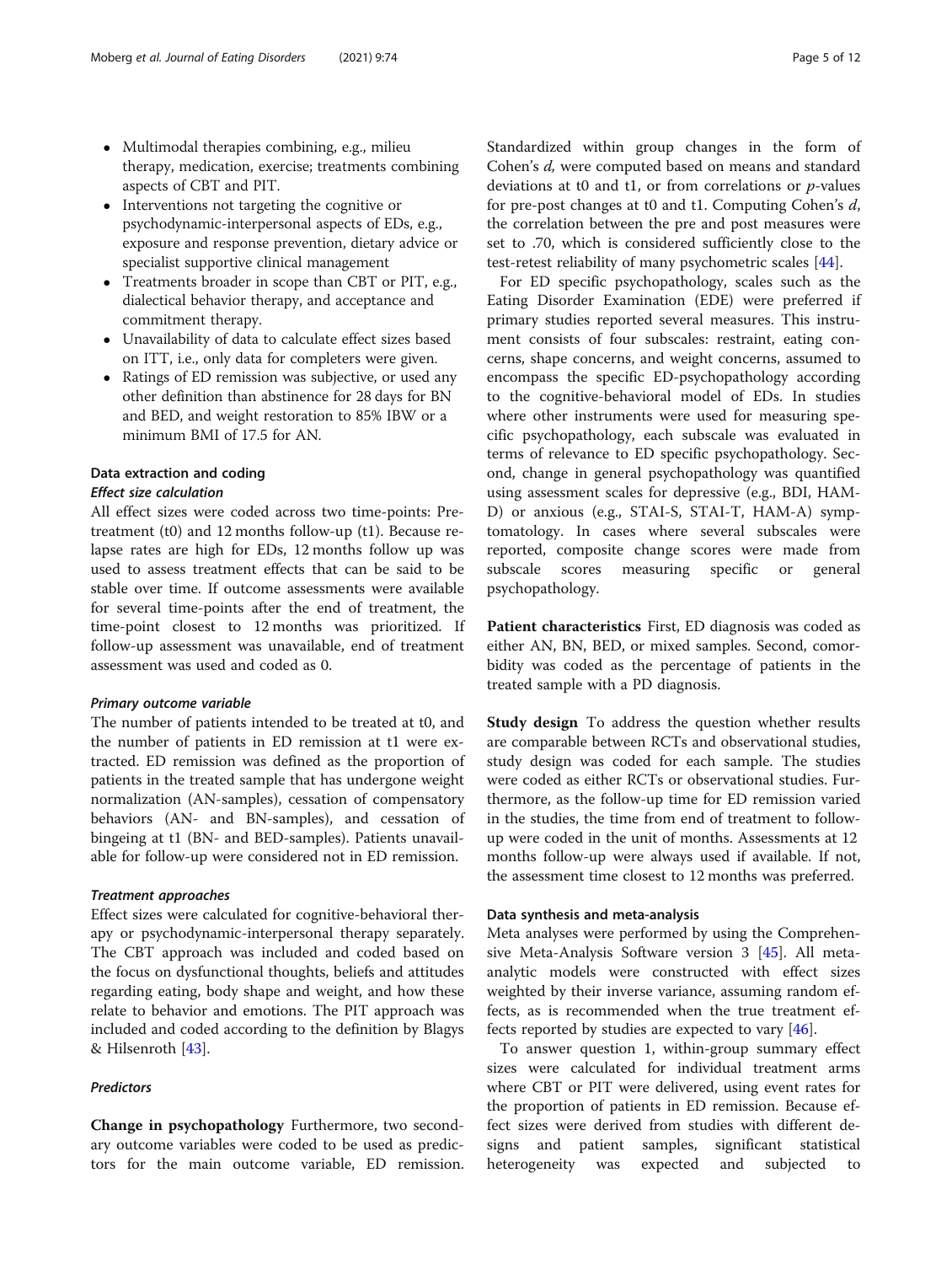- Multimodal therapies combining, e.g., milieu therapy, medication, exercise; treatments combining aspects of CBT and PIT.
- Interventions not targeting the cognitive or psychodynamic-interpersonal aspects of EDs, e.g., exposure and response prevention, dietary advice or specialist supportive clinical management
- Treatments broader in scope than CBT or PIT, e.g., dialectical behavior therapy, and acceptance and commitment therapy.
- Unavailability of data to calculate effect sizes based on ITT, i.e., only data for completers were given.
- Ratings of ED remission was subjective, or used any other definition than abstinence for 28 days for BN and BED, and weight restoration to 85% IBW or a minimum BMI of 17.5 for AN.

## Data extraction and coding

### Effect size calculation

All effect sizes were coded across two time-points: Pre-treatment (t0) and 12 months follow-up (t1). Because relapse rates are high for EDs, 12 months follow up was used to assess treatment effects that can be said to be stable over time. If outcome assessments were available for several time-points after the end of treatment, the time-point closest to 12 months was prioritized. If follow-up assessment was unavailable, end of treatment assessment was used and coded as 0.

### Primary outcome variable

The number of patients intended to be treated at t0, and the number of patients in ED remission at t1 were extracted. ED remission was defined as the proportion of patients in the treated sample that has undergone weight normalization (AN-samples), cessation of compensatory behaviors (AN- and BN-samples), and cessation of bingeing at t1 (BN- and BED-samples). Patients unavailable for follow-up were considered not in ED remission.

### Treatment approaches

Effect sizes were calculated for cognitive-behavioral therapy or psychodynamic-interpersonal therapy separately. The CBT approach was included and coded based on the focus on dysfunctional thoughts, beliefs and attitudes regarding eating, body shape and weight, and how these relate to behavior and emotions. The PIT approach was included and coded according to the definition by Blagys & Hilsenroth [43].

### Predictors

**Change in psychopathology** Furthermore, two secondary outcome variables were coded to be used as predictors for the main outcome variable, ED remission. Standardized within group changes in the form of Cohen's *d*, were computed based on means and standard deviations at t0 and t1, or from correlations or *p*-values for pre-post changes at t0 and t1. Computing Cohen's *d*, the correlation between the pre and post measures were set to .70, which is considered sufficiently close to the test-retest reliability of many psychometric scales [44].

For ED specific psychopathology, scales such as the Eating Disorder Examination (EDE) were preferred if primary studies reported several measures. This instrument consists of four subscales: restraint, eating concerns, shape concerns, and weight concerns, assumed to encompass the specific ED-psychopathology according to the cognitive-behavioral model of EDs. In studies where other instruments were used for measuring specific psychopathology, each subscale was evaluated in terms of relevance to ED specific psychopathology. Second, change in general psychopathology was quantified using assessment scales for depressive (e.g., BDI, HAM-D) or anxious (e.g., STAI-S, STAI-T, HAM-A) symptomatology. In cases where several subscales were reported, composite change scores were made from subscale scores measuring specific or general psychopathology.

**Patient characteristics** First, ED diagnosis was coded as either AN, BN, BED, or mixed samples. Second, comorbidity was coded as the percentage of patients in the treated sample with a PD diagnosis.

**Study design** To address the question whether results are comparable between RCTs and observational studies, study design was coded for each sample. The studies were coded as either RCTs or observational studies. Furthermore, as the follow-up time for ED remission varied in the studies, the time from end of treatment to follow-up were coded in the unit of months. Assessments at 12 months follow-up were always used if available. If not, the assessment time closest to 12 months was preferred.

### Data synthesis and meta-analysis

Meta analyses were performed by using the Comprehensive Meta-Analysis Software version 3 [45]. All meta-analytic models were constructed with effect sizes weighted by their inverse variance, assuming random effects, as is recommended when the true treatment effects reported by studies are expected to vary [46].

To answer question 1, within-group summary effect sizes were calculated for individual treatment arms where CBT or PIT were delivered, using event rates for the proportion of patients in ED remission. Because effect sizes were derived from studies with different designs and patient samples, significant statistical heterogeneity was expected and subjected to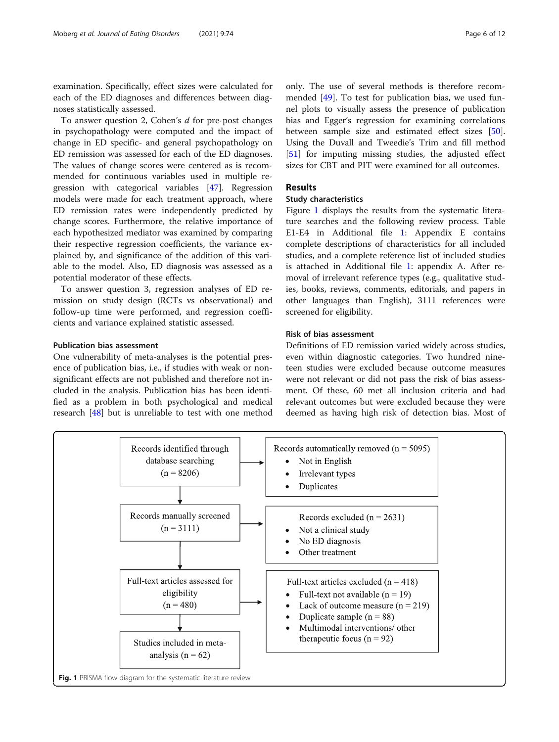examination. Specifically, effect sizes were calculated for each of the ED diagnoses and differences between diagnoses statistically assessed.

To answer question 2, Cohen's *d* for pre-post changes in psychopathology were computed and the impact of change in ED specific- and general psychopathology on ED remission was assessed for each of the ED diagnoses. The values of change scores were centered as is recommended for continuous variables used in multiple regression with categorical variables [47]. Regression models were made for each treatment approach, where ED remission rates were independently predicted by change scores. Furthermore, the relative importance of each hypothesized mediator was examined by comparing their respective regression coefficients, the variance explained by, and significance of the addition of this variable to the model. Also, ED diagnosis was assessed as a potential moderator of these effects.

To answer question 3, regression analyses of ED remission on study design (RCTs vs observational) and follow-up time were performed, and regression coefficients and variance explained statistic assessed.

### Publication bias assessment

One vulnerability of meta-analyses is the potential presence of publication bias, i.e., if studies with weak or non-significant effects are not published and therefore not included in the analysis. Publication bias has been identified as a problem in both psychological and medical research [48] but is unreliable to test with one method only. The use of several methods is therefore recommended [49]. To test for publication bias, we used funnel plots to visually assess the presence of publication bias and Egger's regression for examining correlations between sample size and estimated effect sizes [50]. Using the Duvall and Tweedie's Trim and fill method [51] for imputing missing studies, the adjusted effect sizes for CBT and PIT were examined for all outcomes.

## Results

### Study characteristics

Figure 1 displays the results from the systematic literature searches and the following review process. Table E1-E4 in Additional file 1: Appendix E contains complete descriptions of characteristics for all included studies, and a complete reference list of included studies is attached in Additional file 1: appendix A. After removal of irrelevant reference types (e.g., qualitative studies, books, reviews, comments, editorials, and papers in other languages than English), 3111 references were screened for eligibility.

### Risk of bias assessment

Definitions of ED remission varied widely across studies, even within diagnostic categories. Two hundred nineteen studies were excluded because outcome measures were not relevant or did not pass the risk of bias assessment. Of these, 60 met all inclusion criteria and had relevant outcomes but were excluded because they were deemed as having high risk of detection bias. Most of

| | |
|---|---|
| Records identified through database searching (n = 8206) | Records automatically removed (n = 5095)<br>• Not in English<br>• Irrelevant types<br>• Duplicates |
| Records manually screened (n = 3111) | Records excluded (n = 2631)<br>• Not a clinical study<br>• No ED diagnosis<br>• Other treatment |
| Full-text articles assessed for eligibility (n = 480) | Full-text articles excluded (n = 418)<br>• Full-text not available (n = 19)<br>• Lack of outcome measure (n = 219)<br>• Duplicate sample (n = 88)<br>• Multimodal interventions/ other therapeutic focus (n = 92) |
| Studies included in meta-analysis (n = 62) | |

**Fig. 1** PRISMA flow diagram for the systematic literature review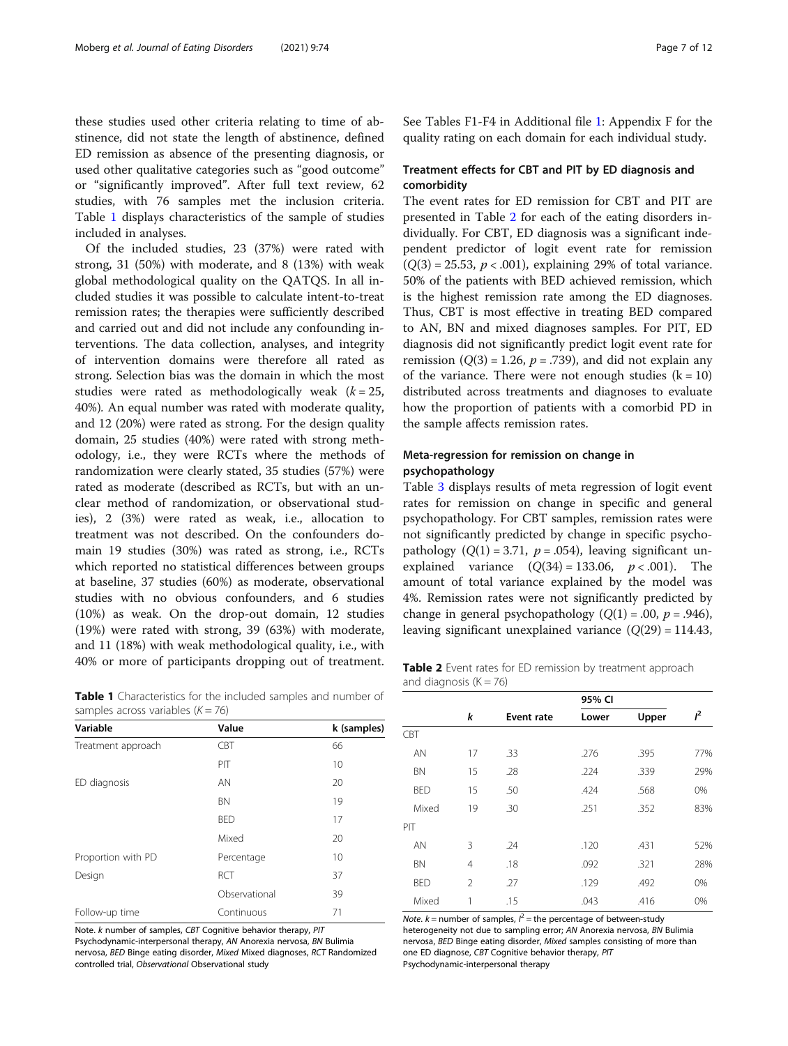these studies used other criteria relating to time of abstinence, did not state the length of abstinence, defined ED remission as absence of the presenting diagnosis, or used other qualitative categories such as "good outcome" or "significantly improved". After full text review, 62 studies, with 76 samples met the inclusion criteria. Table 1 displays characteristics of the sample of studies included in analyses.

Of the included studies, 23 (37%) were rated with strong, 31 (50%) with moderate, and 8 (13%) with weak global methodological quality on the QATQS. In all included studies it was possible to calculate intent-to-treat remission rates; the therapies were sufficiently described and carried out and did not include any confounding interventions. The data collection, analyses, and integrity of intervention domains were therefore all rated as strong. Selection bias was the domain in which the most studies were rated as methodologically weak ($k = 25$, 40%). An equal number was rated with moderate quality, and 12 (20%) were rated as strong. For the design quality domain, 25 studies (40%) were rated with strong methodology, i.e., they were RCTs where the methods of randomization were clearly stated, 35 studies (57%) were rated as moderate (described as RCTs, but with an unclear method of randomization, or observational studies), 2 (3%) were rated as weak, i.e., allocation to treatment was not described. On the confounders domain 19 studies (30%) was rated as strong, i.e., RCTs which reported no statistical differences between groups at baseline, 37 studies (60%) as moderate, observational studies with no obvious confounders, and 6 studies (10%) as weak. On the drop-out domain, 12 studies (19%) were rated with strong, 39 (63%) with moderate, and 11 (18%) with weak methodological quality, i.e., with 40% or more of participants dropping out of treatment.

**Table 1** Characteristics for the included samples and number of samples across variables ($K = 76$)

| Variable | Value | k (samples) |
|---|---|---|
| Treatment approach | CBT | 66 |
| | PIT | 10 |
| ED diagnosis | AN | 20 |
| | BN | 19 |
| | BED | 17 |
| | Mixed | 20 |
| Proportion with PD | Percentage | 10 |
| Design | RCT | 37 |
| | Observational | 39 |
| Follow-up time | Continuous | 71 |

Note. *k* number of samples, *CBT* Cognitive behavior therapy, *PIT* Psychodynamic-interpersonal therapy, *AN* Anorexia nervosa, *BN* Bulimia nervosa, *BED* Binge eating disorder, *Mixed* Mixed diagnoses, *RCT* Randomized controlled trial, *Observational* Observational study

See Tables F1-F4 in Additional file 1: Appendix F for the quality rating on each domain for each individual study.

### Treatment effects for CBT and PIT by ED diagnosis and comorbidity

The event rates for ED remission for CBT and PIT are presented in Table 2 for each of the eating disorders individually. For CBT, ED diagnosis was a significant independent predictor of logit event rate for remission ($Q(3) = 25.53$, $p < .001$), explaining 29% of total variance. 50% of the patients with BED achieved remission, which is the highest remission rate among the ED diagnoses. Thus, CBT is most effective in treating BED compared to AN, BN and mixed diagnoses samples. For PIT, ED diagnosis did not significantly predict logit event rate for remission ($Q(3) = 1.26$, $p = .739$), and did not explain any of the variance. There were not enough studies ($k = 10$) distributed across treatments and diagnoses to evaluate how the proportion of patients with a comorbid PD in the sample affects remission rates.

### Meta-regression for remission on change in psychopathology

Table 3 displays results of meta regression of logit event rates for remission on change in specific and general psychopathology. For CBT samples, remission rates were not significantly predicted by change in specific psychopathology ($Q(1) = 3.71$, $p = .054$), leaving significant unexplained variance ($Q(34) = 133.06$, $p < .001$). The amount of total variance explained by the model was 4%. Remission rates were not significantly predicted by change in general psychopathology ($Q(1) = .00$, $p = .946$), leaving significant unexplained variance ($Q(29) = 114.43$,

**Table 2** Event rates for ED remission by treatment approach and diagnosis ($K = 76$)

| | *k* | Event rate | 95% CI Lower | 95% CI Upper | $I^2$ |
|---|---|---|---|---|---|
| CBT | | | | | |
| AN | 17 | .33 | .276 | .395 | 77% |
| BN | 15 | .28 | .224 | .339 | 29% |
| BED | 15 | .50 | .424 | .568 | 0% |
| Mixed | 19 | .30 | .251 | .352 | 83% |
| PIT | | | | | |
| AN | 3 | .24 | .120 | .431 | 52% |
| BN | 4 | .18 | .092 | .321 | 28% |
| BED | 2 | .27 | .129 | .492 | 0% |
| Mixed | 1 | .15 | .043 | .416 | 0% |

*Note*. $k$ = number of samples, $I^2$ = the percentage of between-study heterogeneity not due to sampling error; *AN* Anorexia nervosa, *BN* Bulimia nervosa, *BED* Binge eating disorder, *Mixed* samples consisting of more than one ED diagnose, *CBT* Cognitive behavior therapy, *PIT* Psychodynamic-interpersonal therapy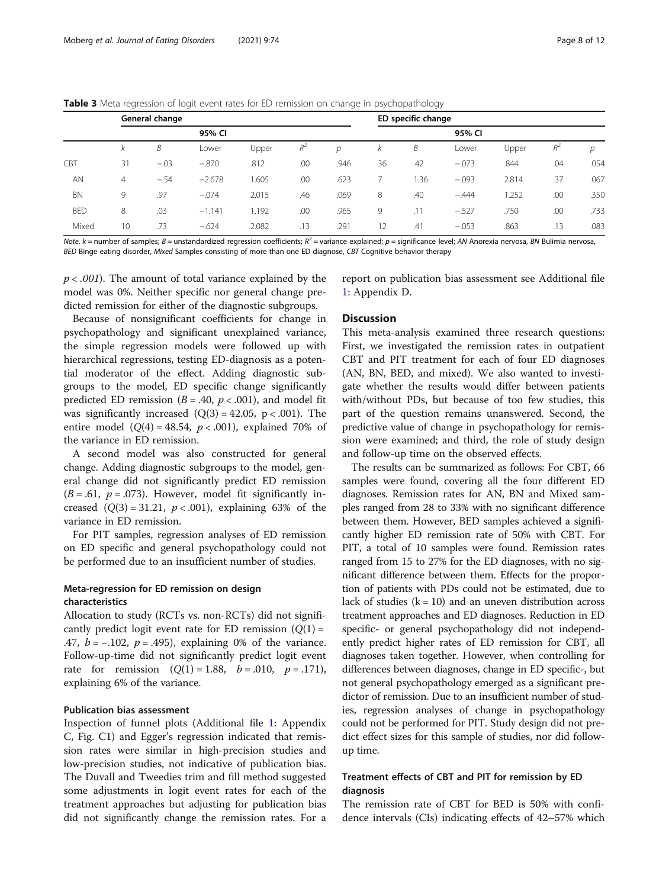**Table 3** Meta regression of logit event rates for ED remission on change in psychopathology

| | General change | | | | | | ED specific change | | | | | |
|---|---|---|---|---|---|---|---|---|---|---|---|---|
| | | | 95% CI | | | | | | 95% CI | | | |
| | *k* | *B* | Lower | Upper | $R^2$ | *p* | *k* | *B* | Lower | Upper | $R^2$ | *p* |
| CBT | 31 | −.03 | −.870 | .812 | .00 | .946 | 36 | .42 | −.073 | .844 | .04 | .054 |
| AN | 4 | −.54 | −2.678 | 1.605 | .00 | .623 | 7 | 1.36 | −.093 | 2.814 | .37 | .067 |
| BN | 9 | .97 | −.074 | 2.015 | .46 | .069 | 8 | .40 | −.444 | 1.252 | .00 | .350 |
| BED | 8 | .03 | −1.141 | 1.192 | .00 | .965 | 9 | .11 | −.527 | .750 | .00 | .733 |
| Mixed | 10 | .73 | −.624 | 2.082 | .13 | .291 | 12 | .41 | −.053 | .863 | .13 | .083 |

*Note*. *k* = number of samples; *B* = unstandardized regression coefficients; $R^2$ = variance explained; *p* = significance level; *AN* Anorexia nervosa, *BN* Bulimia nervosa, *BED* Binge eating disorder, *Mixed* Samples consisting of more than one ED diagnose, *CBT* Cognitive behavior therapy

$p < .001$). The amount of total variance explained by the model was 0%. Neither specific nor general change predicted remission for either of the diagnostic subgroups.

Because of nonsignificant coefficients for change in psychopathology and significant unexplained variance, the simple regression models were followed up with hierarchical regressions, testing ED-diagnosis as a potential moderator of the effect. Adding diagnostic subgroups to the model, ED specific change significantly predicted ED remission ($B = .40$, $p < .001$), and model fit was significantly increased ($Q(3) = 42.05$, $p < .001$). The entire model ($Q(4) = 48.54$, $p < .001$), explained 70% of the variance in ED remission.

A second model was also constructed for general change. Adding diagnostic subgroups to the model, general change did not significantly predict ED remission ($B = .61$, $p = .073$). However, model fit significantly increased ($Q(3) = 31.21$, $p < .001$), explaining 63% of the variance in ED remission.

For PIT samples, regression analyses of ED remission on ED specific and general psychopathology could not be performed due to an insufficient number of studies.

### Meta-regression for ED remission on design characteristics

Allocation to study (RCTs vs. non-RCTs) did not significantly predict logit event rate for ED remission ($Q(1) = .47$, $b = -.102$, $p = .495$), explaining 0% of the variance. Follow-up-time did not significantly predict logit event rate for remission ($Q(1) = 1.88$, $b = .010$, $p = .171$), explaining 6% of the variance.

### Publication bias assessment

Inspection of funnel plots (Additional file 1: Appendix C, Fig. C1) and Egger's regression indicated that remission rates were similar in high-precision studies and low-precision studies, not indicative of publication bias. The Duvall and Tweedies trim and fill method suggested some adjustments in logit event rates for each of the treatment approaches but adjusting for publication bias did not significantly change the remission rates. For a report on publication bias assessment see Additional file 1: Appendix D.

## Discussion

This meta-analysis examined three research questions: First, we investigated the remission rates in outpatient CBT and PIT treatment for each of four ED diagnoses (AN, BN, BED, and mixed). We also wanted to investigate whether the results would differ between patients with/without PDs, but because of too few studies, this part of the question remains unanswered. Second, the predictive value of change in psychopathology for remission were examined; and third, the role of study design and follow-up time on the observed effects.

The results can be summarized as follows: For CBT, 66 samples were found, covering all the four different ED diagnoses. Remission rates for AN, BN and Mixed samples ranged from 28 to 33% with no significant difference between them. However, BED samples achieved a significantly higher ED remission rate of 50% with CBT. For PIT, a total of 10 samples were found. Remission rates ranged from 15 to 27% for the ED diagnoses, with no significant difference between them. Effects for the proportion of patients with PDs could not be estimated, due to lack of studies (k = 10) and an uneven distribution across treatment approaches and ED diagnoses. Reduction in ED specific- or general psychopathology did not independently predict higher rates of ED remission for CBT, all diagnoses taken together. However, when controlling for differences between diagnoses, change in ED specific-, but not general psychopathology emerged as a significant predictor of remission. Due to an insufficient number of studies, regression analyses of change in psychopathology could not be performed for PIT. Study design did not predict effect sizes for this sample of studies, nor did follow-up time.

### Treatment effects of CBT and PIT for remission by ED diagnosis

The remission rate of CBT for BED is 50% with confidence intervals (CIs) indicating effects of 42–57% which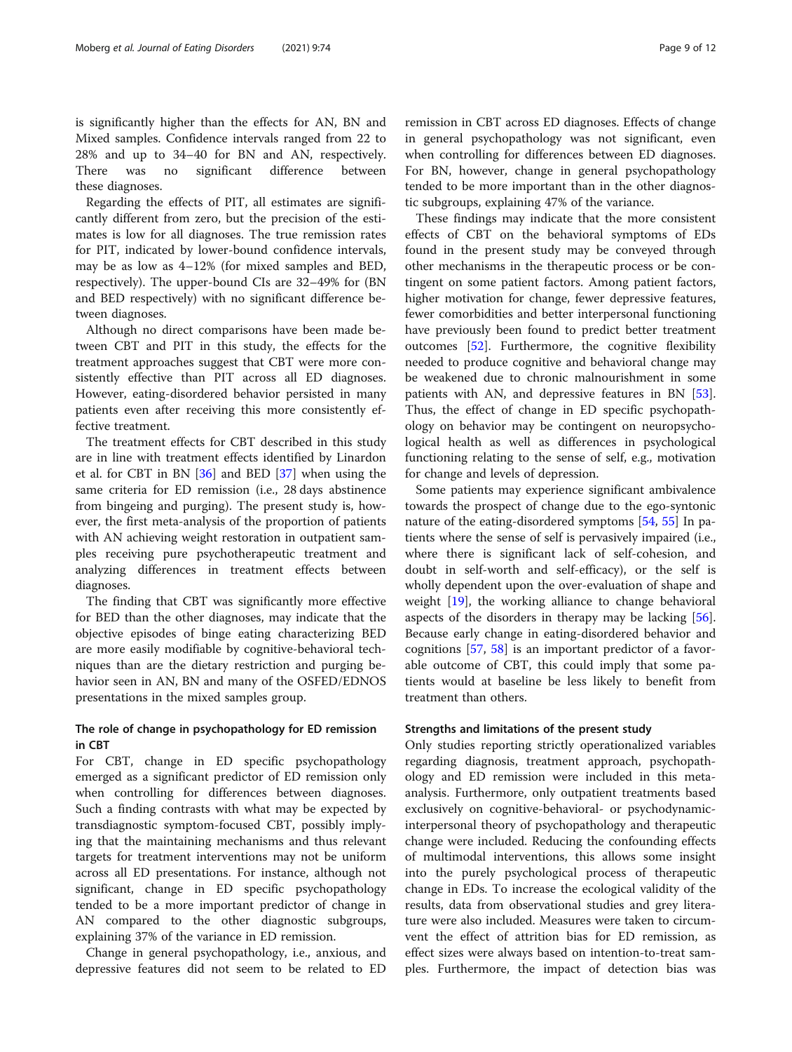is significantly higher than the effects for AN, BN and Mixed samples. Confidence intervals ranged from 22 to 28% and up to 34–40 for BN and AN, respectively. There was no significant difference between these diagnoses.

Regarding the effects of PIT, all estimates are significantly different from zero, but the precision of the estimates is low for all diagnoses. The true remission rates for PIT, indicated by lower-bound confidence intervals, may be as low as 4–12% (for mixed samples and BED, respectively). The upper-bound CIs are 32–49% for (BN and BED respectively) with no significant difference between diagnoses.

Although no direct comparisons have been made between CBT and PIT in this study, the effects for the treatment approaches suggest that CBT were more consistently effective than PIT across all ED diagnoses. However, eating-disordered behavior persisted in many patients even after receiving this more consistently effective treatment.

The treatment effects for CBT described in this study are in line with treatment effects identified by Linardon et al. for CBT in BN [36] and BED [37] when using the same criteria for ED remission (i.e., 28 days abstinence from bingeing and purging). The present study is, however, the first meta-analysis of the proportion of patients with AN achieving weight restoration in outpatient samples receiving pure psychotherapeutic treatment and analyzing differences in treatment effects between diagnoses.

The finding that CBT was significantly more effective for BED than the other diagnoses, may indicate that the objective episodes of binge eating characterizing BED are more easily modifiable by cognitive-behavioral techniques than are the dietary restriction and purging behavior seen in AN, BN and many of the OSFED/EDNOS presentations in the mixed samples group.

### The role of change in psychopathology for ED remission in CBT

For CBT, change in ED specific psychopathology emerged as a significant predictor of ED remission only when controlling for differences between diagnoses. Such a finding contrasts with what may be expected by transdiagnostic symptom-focused CBT, possibly implying that the maintaining mechanisms and thus relevant targets for treatment interventions may not be uniform across all ED presentations. For instance, although not significant, change in ED specific psychopathology tended to be a more important predictor of change in AN compared to the other diagnostic subgroups, explaining 37% of the variance in ED remission.

Change in general psychopathology, i.e., anxious, and depressive features did not seem to be related to ED remission in CBT across ED diagnoses. Effects of change in general psychopathology was not significant, even when controlling for differences between ED diagnoses. For BN, however, change in general psychopathology tended to be more important than in the other diagnostic subgroups, explaining 47% of the variance.

These findings may indicate that the more consistent effects of CBT on the behavioral symptoms of EDs found in the present study may be conveyed through other mechanisms in the therapeutic process or be contingent on some patient factors. Among patient factors, higher motivation for change, fewer depressive features, fewer comorbidities and better interpersonal functioning have previously been found to predict better treatment outcomes [52]. Furthermore, the cognitive flexibility needed to produce cognitive and behavioral change may be weakened due to chronic malnourishment in some patients with AN, and depressive features in BN [53]. Thus, the effect of change in ED specific psychopathology on behavior may be contingent on neuropsychological health as well as differences in psychological functioning relating to the sense of self, e.g., motivation for change and levels of depression.

Some patients may experience significant ambivalence towards the prospect of change due to the ego-syntonic nature of the eating-disordered symptoms [54, 55] In patients where the sense of self is pervasively impaired (i.e., where there is significant lack of self-cohesion, and doubt in self-worth and self-efficacy), or the self is wholly dependent upon the over-evaluation of shape and weight [19], the working alliance to change behavioral aspects of the disorders in therapy may be lacking [56]. Because early change in eating-disordered behavior and cognitions [57, 58] is an important predictor of a favorable outcome of CBT, this could imply that some patients would at baseline be less likely to benefit from treatment than others.

### Strengths and limitations of the present study

Only studies reporting strictly operationalized variables regarding diagnosis, treatment approach, psychopathology and ED remission were included in this meta-analysis. Furthermore, only outpatient treatments based exclusively on cognitive-behavioral- or psychodynamic-interpersonal theory of psychopathology and therapeutic change were included. Reducing the confounding effects of multimodal interventions, this allows some insight into the purely psychological process of therapeutic change in EDs. To increase the ecological validity of the results, data from observational studies and grey literature were also included. Measures were taken to circumvent the effect of attrition bias for ED remission, as effect sizes were always based on intention-to-treat samples. Furthermore, the impact of detection bias was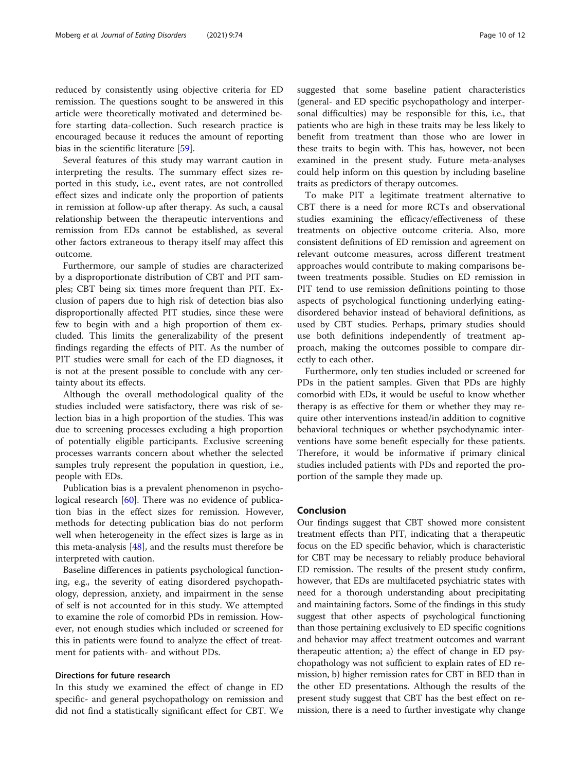reduced by consistently using objective criteria for ED remission. The questions sought to be answered in this article were theoretically motivated and determined before starting data-collection. Such research practice is encouraged because it reduces the amount of reporting bias in the scientific literature [59].

Several features of this study may warrant caution in interpreting the results. The summary effect sizes reported in this study, i.e., event rates, are not controlled effect sizes and indicate only the proportion of patients in remission at follow-up after therapy. As such, a causal relationship between the therapeutic interventions and remission from EDs cannot be established, as several other factors extraneous to therapy itself may affect this outcome.

Furthermore, our sample of studies are characterized by a disproportionate distribution of CBT and PIT samples; CBT being six times more frequent than PIT. Exclusion of papers due to high risk of detection bias also disproportionally affected PIT studies, since these were few to begin with and a high proportion of them excluded. This limits the generalizability of the present findings regarding the effects of PIT. As the number of PIT studies were small for each of the ED diagnoses, it is not at the present possible to conclude with any certainty about its effects.

Although the overall methodological quality of the studies included were satisfactory, there was risk of selection bias in a high proportion of the studies. This was due to screening processes excluding a high proportion of potentially eligible participants. Exclusive screening processes warrants concern about whether the selected samples truly represent the population in question, i.e., people with EDs.

Publication bias is a prevalent phenomenon in psychological research [60]. There was no evidence of publication bias in the effect sizes for remission. However, methods for detecting publication bias do not perform well when heterogeneity in the effect sizes is large as in this meta-analysis [48], and the results must therefore be interpreted with caution.

Baseline differences in patients psychological functioning, e.g., the severity of eating disordered psychopathology, depression, anxiety, and impairment in the sense of self is not accounted for in this study. We attempted to examine the role of comorbid PDs in remission. However, not enough studies which included or screened for this in patients were found to analyze the effect of treatment for patients with- and without PDs.

### Directions for future research

In this study we examined the effect of change in ED specific- and general psychopathology on remission and did not find a statistically significant effect for CBT. We suggested that some baseline patient characteristics (general- and ED specific psychopathology and interpersonal difficulties) may be responsible for this, i.e., that patients who are high in these traits may be less likely to benefit from treatment than those who are lower in these traits to begin with. This has, however, not been examined in the present study. Future meta-analyses could help inform on this question by including baseline traits as predictors of therapy outcomes.

To make PIT a legitimate treatment alternative to CBT there is a need for more RCTs and observational studies examining the efficacy/effectiveness of these treatments on objective outcome criteria. Also, more consistent definitions of ED remission and agreement on relevant outcome measures, across different treatment approaches would contribute to making comparisons between treatments possible. Studies on ED remission in PIT tend to use remission definitions pointing to those aspects of psychological functioning underlying eating-disordered behavior instead of behavioral definitions, as used by CBT studies. Perhaps, primary studies should use both definitions independently of treatment approach, making the outcomes possible to compare directly to each other.

Furthermore, only ten studies included or screened for PDs in the patient samples. Given that PDs are highly comorbid with EDs, it would be useful to know whether therapy is as effective for them or whether they may require other interventions instead/in addition to cognitive behavioral techniques or whether psychodynamic interventions have some benefit especially for these patients. Therefore, it would be informative if primary clinical studies included patients with PDs and reported the proportion of the sample they made up.

## Conclusion

Our findings suggest that CBT showed more consistent treatment effects than PIT, indicating that a therapeutic focus on the ED specific behavior, which is characteristic for CBT may be necessary to reliably produce behavioral ED remission. The results of the present study confirm, however, that EDs are multifaceted psychiatric states with need for a thorough understanding about precipitating and maintaining factors. Some of the findings in this study suggest that other aspects of psychological functioning than those pertaining exclusively to ED specific cognitions and behavior may affect treatment outcomes and warrant therapeutic attention; a) the effect of change in ED psychopathology was not sufficient to explain rates of ED remission, b) higher remission rates for CBT in BED than in the other ED presentations. Although the results of the present study suggest that CBT has the best effect on remission, there is a need to further investigate why change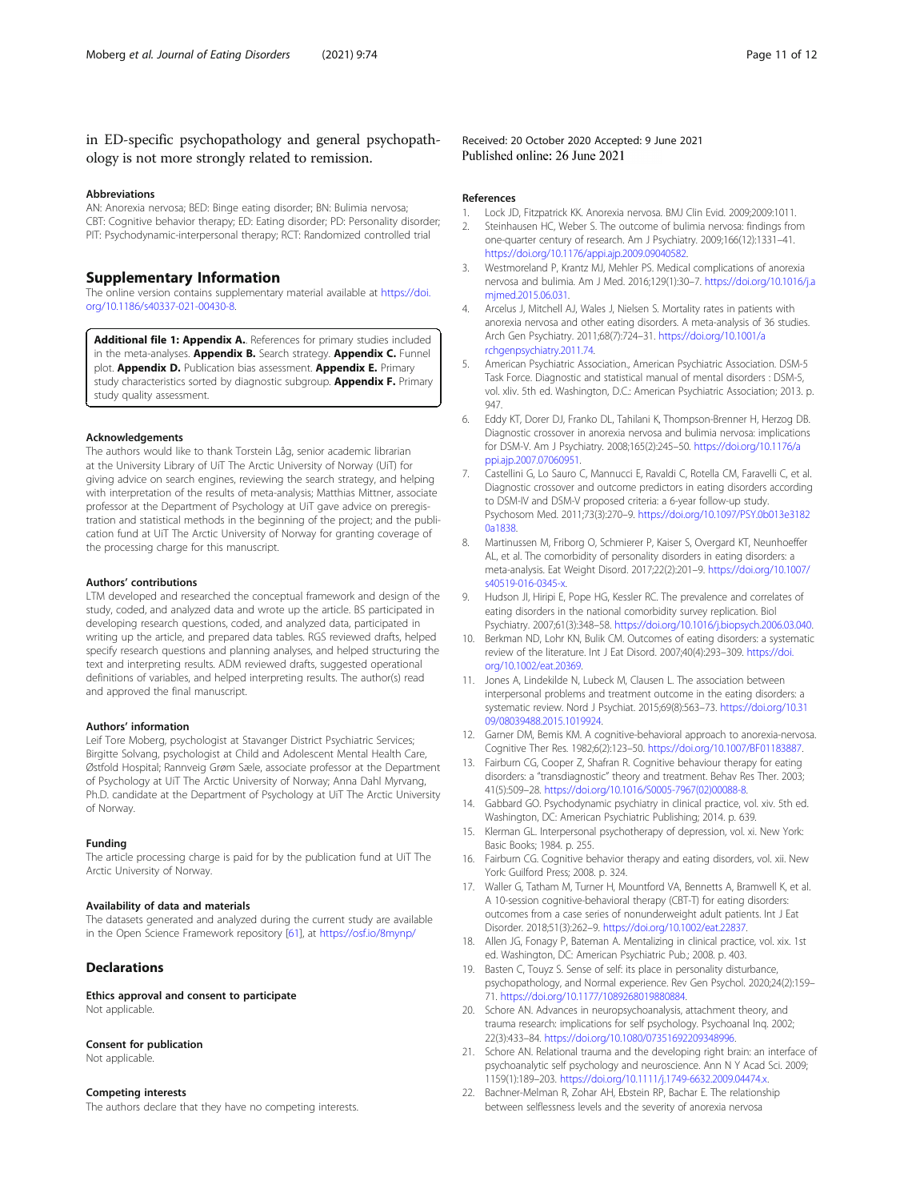in ED-specific psychopathology and general psychopathology is not more strongly related to remission.

#### Abbreviations

AN: Anorexia nervosa; BED: Binge eating disorder; BN: Bulimia nervosa; CBT: Cognitive behavior therapy; ED: Eating disorder; PD: Personality disorder; PIT: Psychodynamic-interpersonal therapy; RCT: Randomized controlled trial

### Supplementary Information

The online version contains supplementary material available at https://doi.org/10.1186/s40337-021-00430-8.

**Additional file 1: Appendix A.** References for primary studies included in the meta-analyses. **Appendix B.** Search strategy. **Appendix C.** Funnel plot. **Appendix D.** Publication bias assessment. **Appendix E.** Primary study characteristics sorted by diagnostic subgroup. **Appendix F.** Primary study quality assessment.

#### Acknowledgements

The authors would like to thank Torstein Låg, senior academic librarian at the University Library of UiT The Arctic University of Norway (UiT) for giving advice on search engines, reviewing the search strategy, and helping with interpretation of the results of meta-analysis; Matthias Mittner, associate professor at the Department of Psychology at UiT gave advice on preregistration and statistical methods in the beginning of the project; and the publication fund at UiT The Arctic University of Norway for granting coverage of the processing charge for this manuscript.

#### Authors' contributions

LTM developed and researched the conceptual framework and design of the study, coded, and analyzed data and wrote up the article. BS participated in developing research questions, coded, and analyzed data, participated in writing up the article, and prepared data tables. RGS reviewed drafts, helped specify research questions and planning analyses, and helped structuring the text and interpreting results. ADM reviewed drafts, suggested operational definitions of variables, and helped interpreting results. The author(s) read and approved the final manuscript.

#### Authors' information

Leif Tore Moberg, psychologist at Stavanger District Psychiatric Services; Birgitte Solvang, psychologist at Child and Adolescent Mental Health Care, Østfold Hospital; Rannveig Grøm Sæle, associate professor at the Department of Psychology at UiT The Arctic University of Norway; Anna Dahl Myrvang, Ph.D. candidate at the Department of Psychology at UiT The Arctic University of Norway.

#### Funding

The article processing charge is paid for by the publication fund at UiT The Arctic University of Norway.

#### Availability of data and materials

The datasets generated and analyzed during the current study are available in the Open Science Framework repository [61], at https://osf.io/8mynp/

### Declarations

#### Ethics approval and consent to participate

Not applicable.

#### Consent for publication

Not applicable.

#### Competing interests

The authors declare that they have no competing interests.

Received: 20 October 2020 Accepted: 9 June 2021
Published online: 26 June 2021

#### References

1. Lock JD, Fitzpatrick KK. Anorexia nervosa. BMJ Clin Evid. 2009;2009:1011.
2. Steinhausen HC, Weber S. The outcome of bulimia nervosa: findings from one-quarter century of research. Am J Psychiatry. 2009;166(12):1331–41. https://doi.org/10.1176/appi.ajp.2009.09040582.
3. Westmoreland P, Krantz MJ, Mehler PS. Medical complications of anorexia nervosa and bulimia. Am J Med. 2016;129(1):30–7. https://doi.org/10.1016/j.amjmed.2015.06.031.
4. Arcelus J, Mitchell AJ, Wales J, Nielsen S. Mortality rates in patients with anorexia nervosa and other eating disorders. A meta-analysis of 36 studies. Arch Gen Psychiatry. 2011;68(7):724–31. https://doi.org/10.1001/archgenpsychiatry.2011.74.
5. American Psychiatric Association., American Psychiatric Association. DSM-5 Task Force. Diagnostic and statistical manual of mental disorders : DSM-5, vol. xliv. 5th ed. Washington, D.C.: American Psychiatric Association; 2013. p. 947.
6. Eddy KT, Dorer DJ, Franko DL, Tahilani K, Thompson-Brenner H, Herzog DB. Diagnostic crossover in anorexia nervosa and bulimia nervosa: implications for DSM-V. Am J Psychiatry. 2008;165(2):245–50. https://doi.org/10.1176/appi.ajp.2007.07060951.
7. Castellini G, Lo Sauro C, Mannucci E, Ravaldi C, Rotella CM, Faravelli C, et al. Diagnostic crossover and outcome predictors in eating disorders according to DSM-IV and DSM-V proposed criteria: a 6-year follow-up study. Psychosom Med. 2011;73(3):270–9. https://doi.org/10.1097/PSY.0b013e31820a1838.
8. Martinussen M, Friborg O, Schmierer P, Kaiser S, Overgard KT, Neunhoeffer AL, et al. The comorbidity of personality disorders in eating disorders: a meta-analysis. Eat Weight Disord. 2017;22(2):201–9. https://doi.org/10.1007/s40519-016-0345-x.
9. Hudson JI, Hiripi E, Pope HG, Kessler RC. The prevalence and correlates of eating disorders in the national comorbidity survey replication. Biol Psychiatry. 2007;61(3):348–58. https://doi.org/10.1016/j.biopsych.2006.03.040.
10. Berkman ND, Lohr KN, Bulik CM. Outcomes of eating disorders: a systematic review of the literature. Int J Eat Disord. 2007;40(4):293–309. https://doi.org/10.1002/eat.20369.
11. Jones A, Lindekilde N, Lubeck M, Clausen L. The association between interpersonal problems and treatment outcome in the eating disorders: a systematic review. Nord J Psychiat. 2015;69(8):563–73. https://doi.org/10.3109/08039488.2015.1019924.
12. Garner DM, Bemis KM. A cognitive-behavioral approach to anorexia-nervosa. Cognitive Ther Res. 1982;6(2):123–50. https://doi.org/10.1007/BF01183887.
13. Fairburn CG, Cooper Z, Shafran R. Cognitive behaviour therapy for eating disorders: a "transdiagnostic" theory and treatment. Behav Res Ther. 2003;41(5):509–28. https://doi.org/10.1016/S0005-7967(02)00088-8.
14. Gabbard GO. Psychodynamic psychiatry in clinical practice, vol. xiv. 5th ed. Washington, DC: American Psychiatric Publishing; 2014. p. 639.
15. Klerman GL. Interpersonal psychotherapy of depression, vol. xi. New York: Basic Books; 1984. p. 255.
16. Fairburn CG. Cognitive behavior therapy and eating disorders, vol. xii. New York: Guilford Press; 2008. p. 324.
17. Waller G, Tatham M, Turner H, Mountford VA, Bennetts A, Bramwell K, et al. A 10-session cognitive-behavioral therapy (CBT-T) for eating disorders: outcomes from a case series of nonunderweight adult patients. Int J Eat Disorder. 2018;51(3):262–9. https://doi.org/10.1002/eat.22837.
18. Allen JG, Fonagy P, Bateman A. Mentalizing in clinical practice, vol. xix. 1st ed. Washington, DC: American Psychiatric Pub.; 2008. p. 403.
19. Basten C, Touyz S. Sense of self: its place in personality disturbance, psychopathology, and Normal experience. Rev Gen Psychol. 2020;24(2):159–71. https://doi.org/10.1177/1089268019880884.
20. Schore AN. Advances in neuropsychoanalysis, attachment theory, and trauma research: implications for self psychology. Psychoanal Inq. 2002;22(3):433–84. https://doi.org/10.1080/07351692209348996.
21. Schore AN. Relational trauma and the developing right brain: an interface of psychoanalytic self psychology and neuroscience. Ann N Y Acad Sci. 2009;1159(1):189–203. https://doi.org/10.1111/j.1749-6632.2009.04474.x.
22. Bachner-Melman R, Zohar AH, Ebstein RP, Bachar E. The relationship between selflessness levels and the severity of anorexia nervosa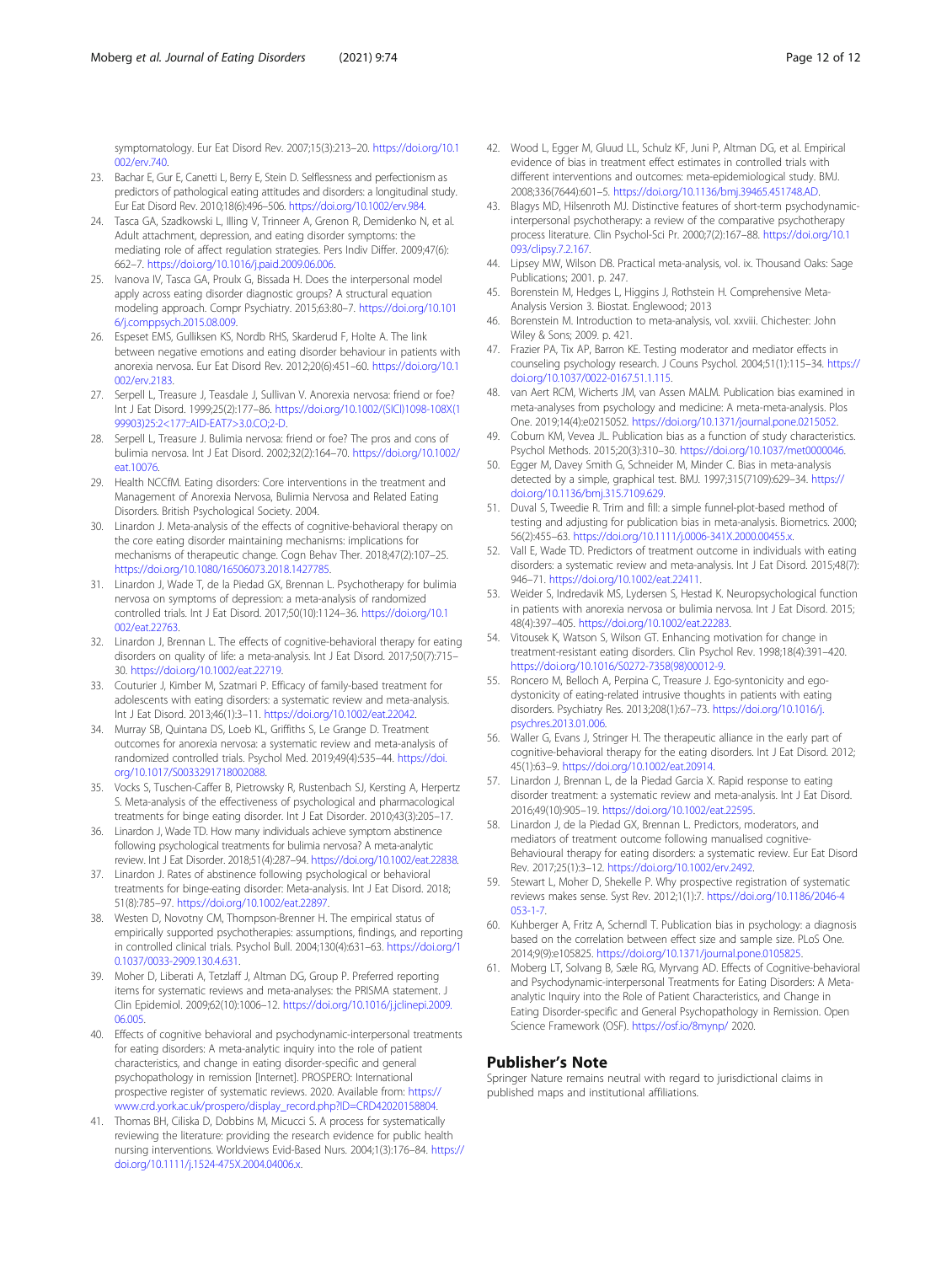symptomatology. Eur Eat Disord Rev. 2007;15(3):213–20. https://doi.org/10.1002/erv.740.

23. Bachar E, Gur E, Canetti L, Berry E, Stein D. Selflessness and perfectionism as predictors of pathological eating attitudes and disorders: a longitudinal study. Eur Eat Disord Rev. 2010;18(6):496–506. https://doi.org/10.1002/erv.984.
24. Tasca GA, Szadkowski L, Illing V, Trinneer A, Grenon R, Demidenko N, et al. Adult attachment, depression, and eating disorder symptoms: the mediating role of affect regulation strategies. Pers Indiv Differ. 2009;47(6): 662–7. https://doi.org/10.1016/j.paid.2009.06.006.
25. Ivanova IV, Tasca GA, Proulx G, Bissada H. Does the interpersonal model apply across eating disorder diagnostic groups? A structural equation modeling approach. Compr Psychiatry. 2015;63:80–7. https://doi.org/10.1016/j.comppsych.2015.08.009.
26. Espeset EMS, Gulliksen KS, Nordb RHS, Skarderud F, Holte A. The link between negative emotions and eating disorder behaviour in patients with anorexia nervosa. Eur Eat Disord Rev. 2012;20(6):451–60. https://doi.org/10.1002/erv.2183.
27. Serpell L, Treasure J, Teasdale J, Sullivan V. Anorexia nervosa: friend or foe? Int J Eat Disord. 1999;25(2):177–86. https://doi.org/10.1002/(SICI)1098-108X(199903)25:2<177::AID-EAT7>3.0.CO;2-D.
28. Serpell L, Treasure J. Bulimia nervosa: friend or foe? The pros and cons of bulimia nervosa. Int J Eat Disord. 2002;32(2):164–70. https://doi.org/10.1002/eat.10076.
29. Health NCCfM. Eating disorders: Core interventions in the treatment and Management of Anorexia Nervosa, Bulimia Nervosa and Related Eating Disorders. British Psychological Society. 2004.
30. Linardon J. Meta-analysis of the effects of cognitive-behavioral therapy on the core eating disorder maintaining mechanisms: implications for mechanisms of therapeutic change. Cogn Behav Ther. 2018;47(2):107–25. https://doi.org/10.1080/16506073.2018.1427785.
31. Linardon J, Wade T, de la Piedad GX, Brennan L. Psychotherapy for bulimia nervosa on symptoms of depression: a meta-analysis of randomized controlled trials. Int J Eat Disord. 2017;50(10):1124–36. https://doi.org/10.1002/eat.22763.
32. Linardon J, Brennan L. The effects of cognitive-behavioral therapy for eating disorders on quality of life: a meta-analysis. Int J Eat Disord. 2017;50(7):715–30. https://doi.org/10.1002/eat.22719.
33. Couturier J, Kimber M, Szatmari P. Efficacy of family-based treatment for adolescents with eating disorders: a systematic review and meta-analysis. Int J Eat Disord. 2013;46(1):3–11. https://doi.org/10.1002/eat.22042.
34. Murray SB, Quintana DS, Loeb KL, Griffiths S, Le Grange D. Treatment outcomes for anorexia nervosa: a systematic review and meta-analysis of randomized controlled trials. Psychol Med. 2019;49(4):535–44. https://doi.org/10.1017/S0033291718002088.
35. Vocks S, Tuschen-Caffer B, Pietrowsky R, Rustenbach SJ, Kersting A, Herpertz S. Meta-analysis of the effectiveness of psychological and pharmacological treatments for binge eating disorder. Int J Eat Disorder. 2010;43(3):205–17.
36. Linardon J, Wade TD. How many individuals achieve symptom abstinence following psychological treatments for bulimia nervosa? A meta-analytic review. Int J Eat Disorder. 2018;51(4):287–94. https://doi.org/10.1002/eat.22838.
37. Linardon J. Rates of abstinence following psychological or behavioral treatments for binge-eating disorder: Meta-analysis. Int J Eat Disord. 2018; 51(8):785–97. https://doi.org/10.1002/eat.22897.
38. Westen D, Novotny CM, Thompson-Brenner H. The empirical status of empirically supported psychotherapies: assumptions, findings, and reporting in controlled clinical trials. Psychol Bull. 2004;130(4):631–63. https://doi.org/10.1037/0033-2909.130.4.631.
39. Moher D, Liberati A, Tetzlaff J, Altman DG, Group P. Preferred reporting items for systematic reviews and meta-analyses: the PRISMA statement. J Clin Epidemiol. 2009;62(10):1006–12. https://doi.org/10.1016/j.jclinepi.2009.06.005.
40. Effects of cognitive behavioral and psychodynamic-interpersonal treatments for eating disorders: A meta-analytic inquiry into the role of patient characteristics, and change in eating disorder-specific and general psychopathology in remission [Internet]. PROSPERO: International prospective register of systematic reviews. 2020. Available from: https://www.crd.york.ac.uk/prospero/display_record.php?ID=CRD42020158804.
41. Thomas BH, Ciliska D, Dobbins M, Micucci S. A process for systematically reviewing the literature: providing the research evidence for public health nursing interventions. Worldviews Evid-Based Nurs. 2004;1(3):176–84. https://doi.org/10.1111/j.1524-475X.2004.04006.x.
42. Wood L, Egger M, Gluud LL, Schulz KF, Juni P, Altman DG, et al. Empirical evidence of bias in treatment effect estimates in controlled trials with different interventions and outcomes: meta-epidemiological study. BMJ. 2008;336(7644):601–5. https://doi.org/10.1136/bmj.39465.451748.AD.
43. Blagys MD, Hilsenroth MJ. Distinctive features of short-term psychodynamic-interpersonal psychotherapy: a review of the comparative psychotherapy process literature. Clin Psychol-Sci Pr. 2000;7(2):167–88. https://doi.org/10.1093/clipsy.7.2.167.
44. Lipsey MW, Wilson DB. Practical meta-analysis, vol. ix. Thousand Oaks: Sage Publications; 2001. p. 247.
45. Borenstein M, Hedges L, Higgins J, Rothstein H. Comprehensive Meta-Analysis Version 3. Biostat. Englewood; 2013
46. Borenstein M. Introduction to meta-analysis, vol. xxviii. Chichester: John Wiley & Sons; 2009. p. 421.
47. Frazier PA, Tix AP, Barron KE. Testing moderator and mediator effects in counseling psychology research. J Couns Psychol. 2004;51(1):115–34. https://doi.org/10.1037/0022-0167.51.1.115.
48. van Aert RCM, Wicherts JM, van Assen MALM. Publication bias examined in meta-analyses from psychology and medicine: A meta-meta-analysis. Plos One. 2019;14(4):e0215052. https://doi.org/10.1371/journal.pone.0215052.
49. Coburn KM, Vevea JL. Publication bias as a function of study characteristics. Psychol Methods. 2015;20(3):310–30. https://doi.org/10.1037/met0000046.
50. Egger M, Davey Smith G, Schneider M, Minder C. Bias in meta-analysis detected by a simple, graphical test. BMJ. 1997;315(7109):629–34. https://doi.org/10.1136/bmj.315.7109.629.
51. Duval S, Tweedie R. Trim and fill: a simple funnel-plot-based method of testing and adjusting for publication bias in meta-analysis. Biometrics. 2000; 56(2):455–63. https://doi.org/10.1111/j.0006-341X.2000.00455.x.
52. Vall E, Wade TD. Predictors of treatment outcome in individuals with eating disorders: a systematic review and meta-analysis. Int J Eat Disord. 2015;48(7): 946–71. https://doi.org/10.1002/eat.22411.
53. Weider S, Indredavik MS, Lydersen S, Hestad K. Neuropsychological function in patients with anorexia nervosa or bulimia nervosa. Int J Eat Disord. 2015; 48(4):397–405. https://doi.org/10.1002/eat.22283.
54. Vitousek K, Watson S, Wilson GT. Enhancing motivation for change in treatment-resistant eating disorders. Clin Psychol Rev. 1998;18(4):391–420. https://doi.org/10.1016/S0272-7358(98)00012-9.
55. Roncero M, Belloch A, Perpina C, Treasure J. Ego-syntonicity and ego-dystonicity of eating-related intrusive thoughts in patients with eating disorders. Psychiatry Res. 2013;208(1):67–73. https://doi.org/10.1016/j.psychres.2013.01.006.
56. Waller G, Evans J, Stringer H. The therapeutic alliance in the early part of cognitive-behavioral therapy for the eating disorders. Int J Eat Disord. 2012; 45(1):63–9. https://doi.org/10.1002/eat.20914.
57. Linardon J, Brennan L, de la Piedad Garcia X. Rapid response to eating disorder treatment: a systematic review and meta-analysis. Int J Eat Disord. 2016;49(10):905–19. https://doi.org/10.1002/eat.22595.
58. Linardon J, de la Piedad GX, Brennan L. Predictors, moderators, and mediators of treatment outcome following manualised cognitive-Behavioural therapy for eating disorders: a systematic review. Eur Eat Disord Rev. 2017;25(1):3–12. https://doi.org/10.1002/erv.2492.
59. Stewart L, Moher D, Shekelle P. Why prospective registration of systematic reviews makes sense. Syst Rev. 2012;1(1):7. https://doi.org/10.1186/2046-4053-1-7.
60. Kuhberger A, Fritz A, Scherndl T. Publication bias in psychology: a diagnosis based on the correlation between effect size and sample size. PLoS One. 2014;9(9):e105825. https://doi.org/10.1371/journal.pone.0105825.
61. Moberg LT, Solvang B, Sæle RG, Myrvang AD. Effects of Cognitive-behavioral and Psychodynamic-interpersonal Treatments for Eating Disorders: A Meta-analytic Inquiry into the Role of Patient Characteristics, and Change in Eating Disorder-specific and General Psychopathology in Remission. Open Science Framework (OSF). https://osf.io/8mynp/ 2020.

## Publisher's Note

Springer Nature remains neutral with regard to jurisdictional claims in published maps and institutional affiliations.